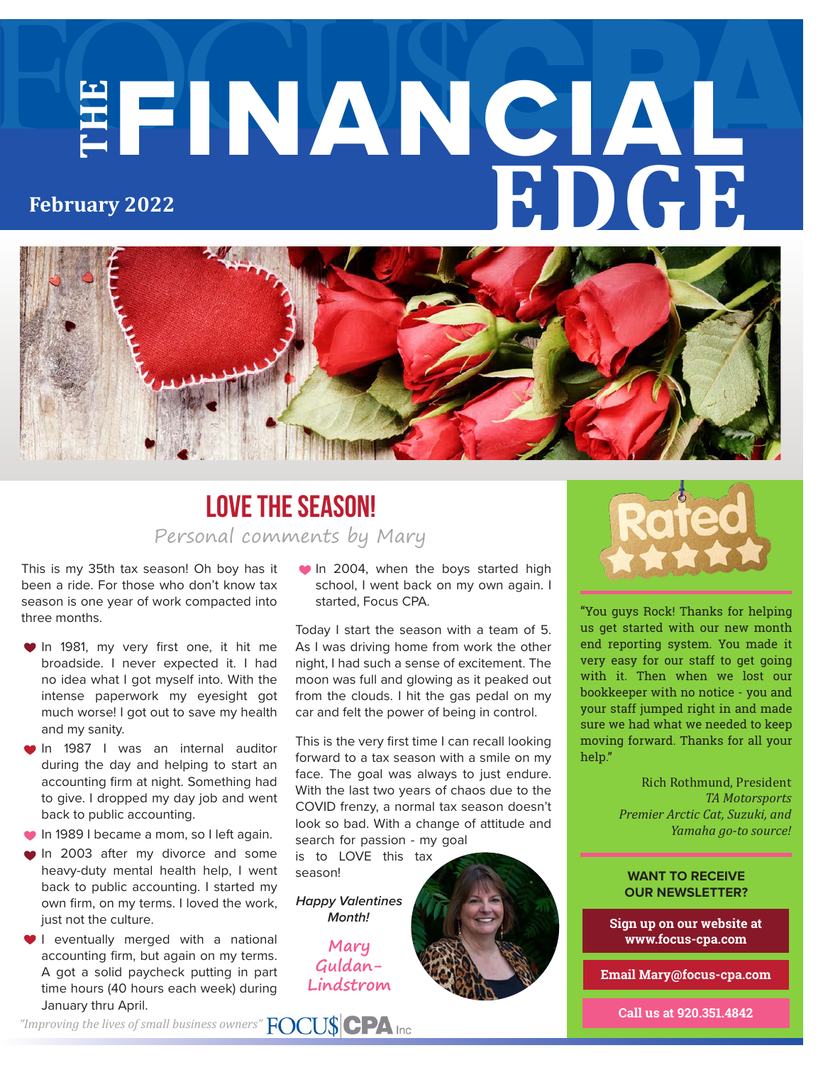# THE FINANCIAL EDGE

**February 2022**

## LOVE THE SEASON!

*Personal comments by Mary*

This is my 35th tax season! Oh boy has it been a ride. For those who don't know tax season is one year of work compacted into three months.

- In 1981, my very first one, it hit me broadside. I never expected it. I had no idea what I got myself into. With the intense paperwork my eyesight got much worse! I got out to save my health and my sanity.
- In 1987 I was an internal auditor during the day and helping to start an accounting firm at night. Something had to give. I dropped my day job and went back to public accounting.
- In 1989 I became a mom, so I left again.
- In 2003 after my divorce and some heavy-duty mental health help, I went back to public accounting. I started my own firm, on my terms. I loved the work, just not the culture.
- I eventually merged with a national accounting firm, but again on my terms. A got a solid paycheck putting in part time hours (40 hours each week) during January thru April.
- In 2004, when the boys started high school, I went back on my own again. I started, Focus CPA.

Today I start the season with a team of 5. As I was driving home from work the other night, I had such a sense of excitement. The moon was full and glowing as it peaked out from the clouds. I hit the gas pedal on my car and felt the power of being in control.

This is the very first time I can recall looking forward to a tax season with a smile on my face. The goal was always to just endure. With the last two years of chaos due to the COVID frenzy, a normal tax season doesn't look so bad. With a change of attitude and search for passion - my goal is to LOVE this tax season!

***Happy Valentines Month!***

Mary Guldan-Lindstrom

---

**Rated ★★★★★**

"You guys Rock! Thanks for helping us get started with our new month end reporting system. You made it very easy for our staff to get going with it. Then when we lost our bookkeeper with no notice - you and your staff jumped right in and made sure we had what we needed to keep moving forward. Thanks for all your help."

Rich Rothmund, President
*TA Motorsports*
*Premier Arctic Cat, Suzuki, and Yamaha go-to source!*

**WANT TO RECEIVE OUR NEWSLETTER?**

**Sign up on our website at www.focus-cpa.com**

**Email Mary@focus-cpa.com**

**Call us at 920.351.4842**

*"Improving the lives of small business owners"* FOCU$ CPA Inc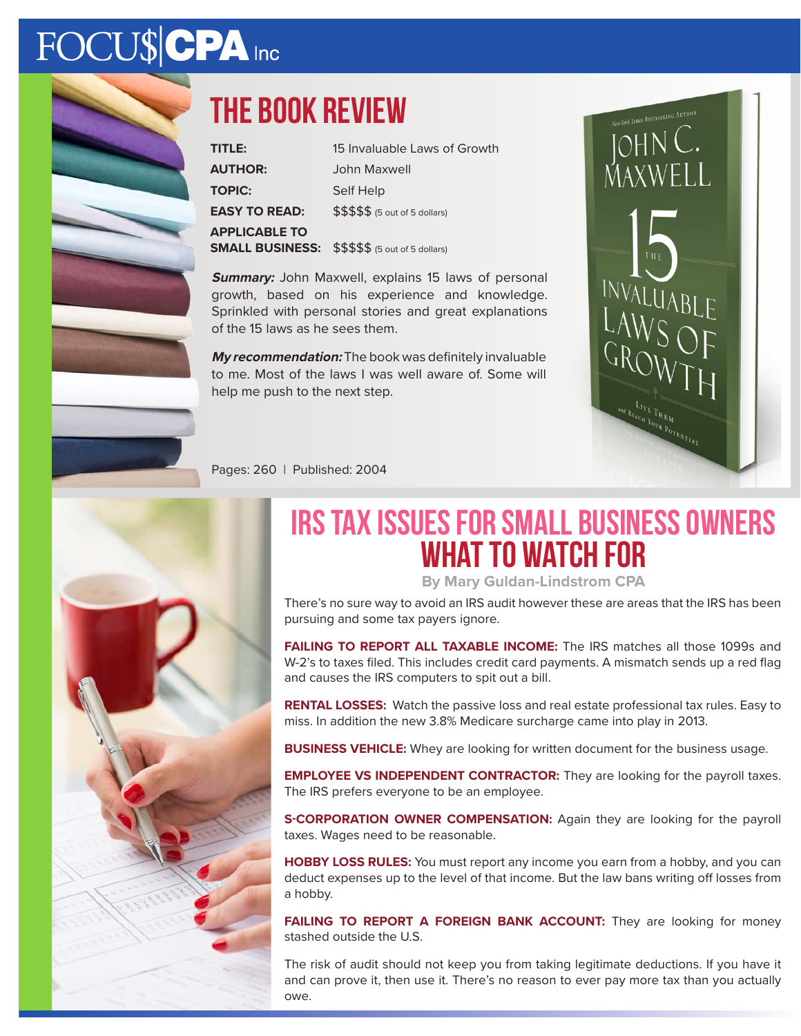# FOCU$|CPA Inc

## THE BOOK REVIEW

| | |
|---|---|
| **TITLE:** | 15 Invaluable Laws of Growth |
| **AUTHOR:** | John Maxwell |
| **TOPIC:** | Self Help |
| **EASY TO READ:** | $$$$$ (5 out of 5 dollars) |
| **APPLICABLE TO SMALL BUSINESS:** | $$$$$ (5 out of 5 dollars) |

***Summary:*** John Maxwell, explains 15 laws of personal growth, based on his experience and knowledge. Sprinkled with personal stories and great explanations of the 15 laws as he sees them.

***My recommendation:*** The book was definitely invaluable to me. Most of the laws I was well aware of. Some will help me push to the next step.

Pages: 260 | Published: 2004

## IRS TAX ISSUES FOR SMALL BUSINESS OWNERS WHAT TO WATCH FOR

**By Mary Guldan-Lindstrom CPA**

There's no sure way to avoid an IRS audit however these are areas that the IRS has been pursuing and some tax payers ignore.

**FAILING TO REPORT ALL TAXABLE INCOME:** The IRS matches all those 1099s and W-2's to taxes filed. This includes credit card payments. A mismatch sends up a red flag and causes the IRS computers to spit out a bill.

**RENTAL LOSSES:** Watch the passive loss and real estate professional tax rules. Easy to miss. In addition the new 3.8% Medicare surcharge came into play in 2013.

**BUSINESS VEHICLE:** Whey are looking for written document for the business usage.

**EMPLOYEE VS INDEPENDENT CONTRACTOR:** They are looking for the payroll taxes. The IRS prefers everyone to be an employee.

**S-CORPORATION OWNER COMPENSATION:** Again they are looking for the payroll taxes. Wages need to be reasonable.

**HOBBY LOSS RULES:** You must report any income you earn from a hobby, and you can deduct expenses up to the level of that income. But the law bans writing off losses from a hobby.

**FAILING TO REPORT A FOREIGN BANK ACCOUNT:** They are looking for money stashed outside the U.S.

The risk of audit should not keep you from taking legitimate deductions. If you have it and can prove it, then use it. There's no reason to ever pay more tax than you actually owe.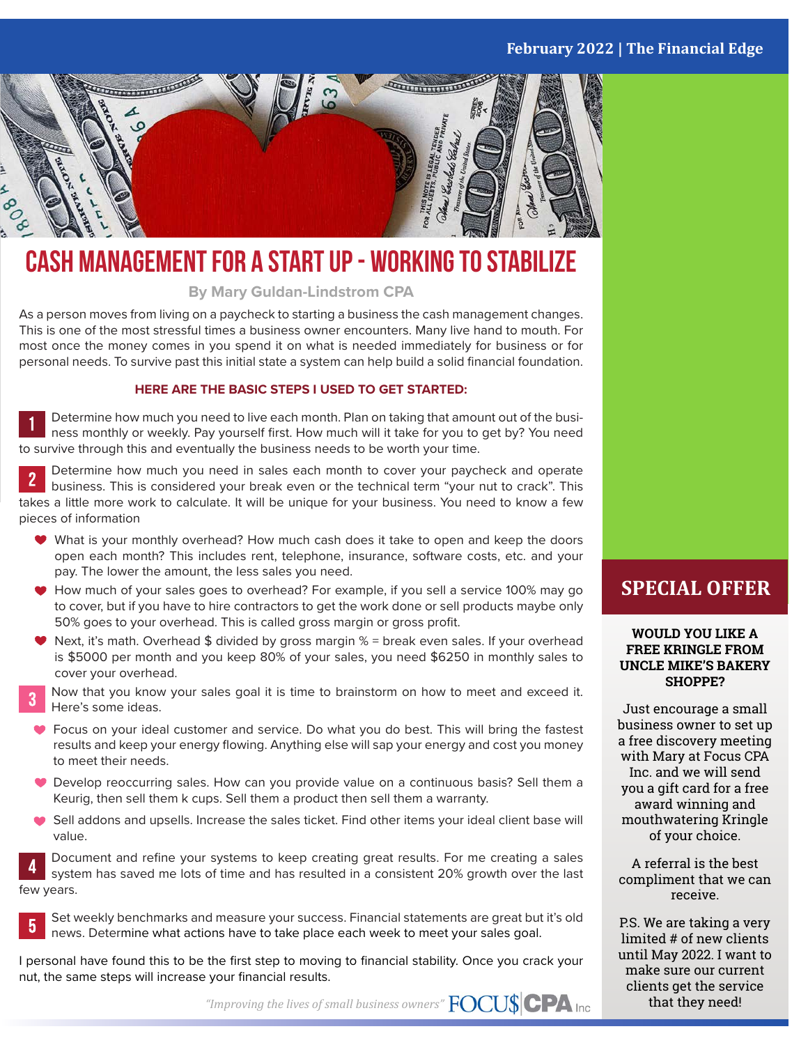# CASH MANAGEMENT FOR A START UP - WORKING TO STABILIZE

**By Mary Guldan-Lindstrom CPA**

As a person moves from living on a paycheck to starting a business the cash management changes. This is one of the most stressful times a business owner encounters. Many live hand to mouth. For most once the money comes in you spend it on what is needed immediately for business or for personal needs. To survive past this initial state a system can help build a solid financial foundation.

**HERE ARE THE BASIC STEPS I USED TO GET STARTED:**

1. Determine how much you need to live each month. Plan on taking that amount out of the business monthly or weekly. Pay yourself first. How much will it take for you to get by? You need to survive through this and eventually the business needs to be worth your time.

2. Determine how much you need in sales each month to cover your paycheck and operate business. This is considered your break even or the technical term "your nut to crack". This takes a little more work to calculate. It will be unique for your business. You need to know a few pieces of information
   - What is your monthly overhead? How much cash does it take to open and keep the doors open each month? This includes rent, telephone, insurance, software costs, etc. and your pay. The lower the amount, the less sales you need.
   - How much of your sales goes to overhead? For example, if you sell a service 100% may go to cover, but if you have to hire contractors to get the work done or sell products maybe only 50% goes to your overhead. This is called gross margin or gross profit.
   - Next, it's math. Overhead $ divided by gross margin % = break even sales. If your overhead is $5000 per month and you keep 80% of your sales, you need $6250 in monthly sales to cover your overhead.

3. Now that you know your sales goal it is time to brainstorm on how to meet and exceed it. Here's some ideas.
   - Focus on your ideal customer and service. Do what you do best. This will bring the fastest results and keep your energy flowing. Anything else will sap your energy and cost you money to meet their needs.
   - Develop reoccurring sales. How can you provide value on a continuous basis? Sell them a Keurig, then sell them k cups. Sell them a product then sell them a warranty.
   - Sell addons and upsells. Increase the sales ticket. Find other items your ideal client base will value.

4. Document and refine your systems to keep creating great results. For me creating a sales system has saved me lots of time and has resulted in a consistent 20% growth over the last few years.

5. Set weekly benchmarks and measure your success. Financial statements are great but it's old news. Determine what actions have to take place each week to meet your sales goal.

I personal have found this to be the first step to moving to financial stability. Once you crack your nut, the same steps will increase your financial results.

*"Improving the lives of small business owners"* FOCU$ CPA Inc

## SPECIAL OFFER

**WOULD YOU LIKE A FREE KRINGLE FROM UNCLE MIKE'S BAKERY SHOPPE?**

Just encourage a small business owner to set up a free discovery meeting with Mary at Focus CPA Inc. and we will send you a gift card for a free award winning and mouthwatering Kringle of your choice.

A referral is the best compliment that we can receive.

P.S. We are taking a very limited # of new clients until May 2022. I want to make sure our current clients get the service that they need!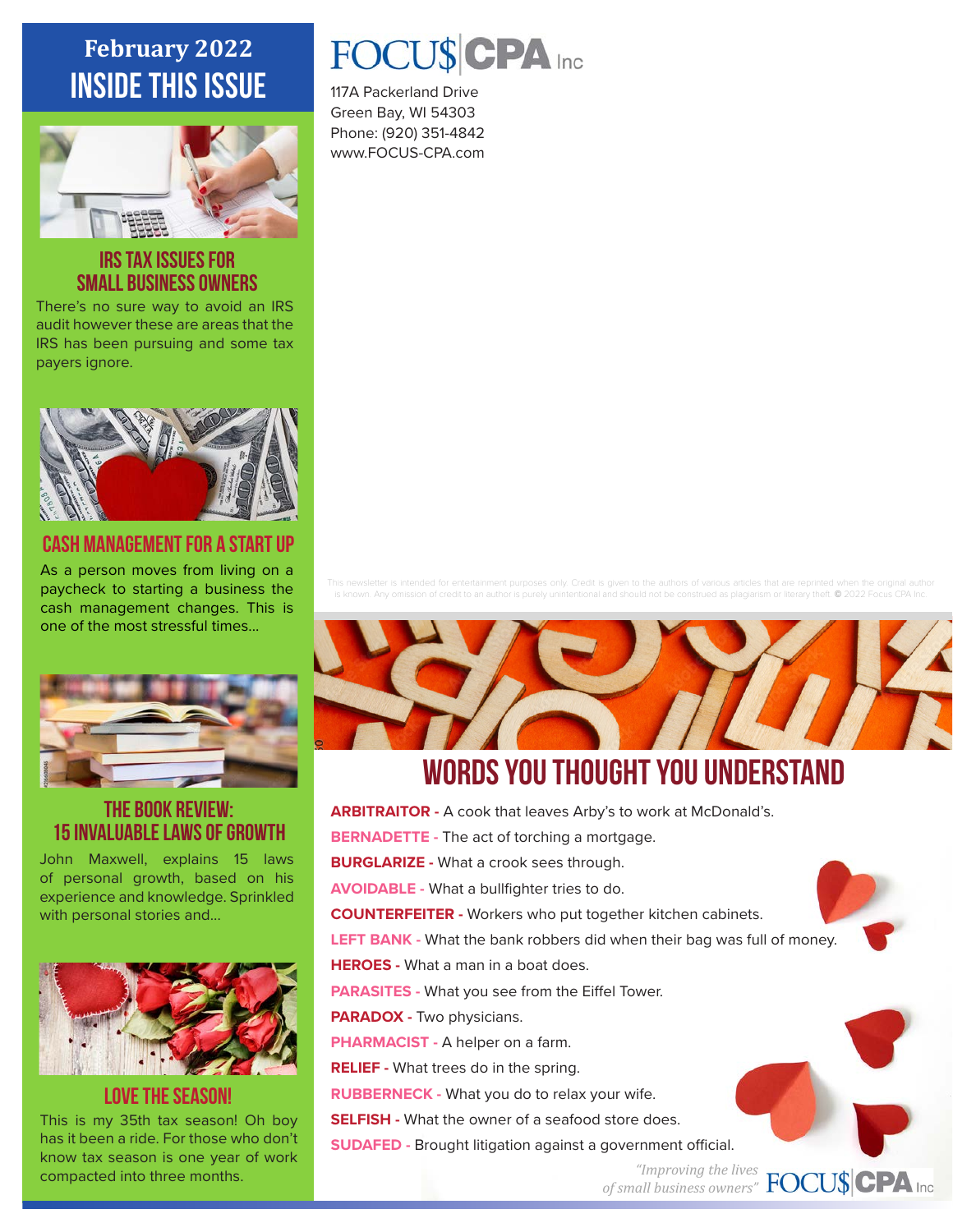## February 2022
# INSIDE THIS ISSUE

### IRS TAX ISSUES FOR SMALL BUSINESS OWNERS

There's no sure way to avoid an IRS audit however these are areas that the IRS has been pursuing and some tax payers ignore.

### CASH MANAGEMENT FOR A START UP

As a person moves from living on a paycheck to starting a business the cash management changes. This is one of the most stressful times...

### THE BOOK REVIEW: 15 INVALUABLE LAWS OF GROWTH

John Maxwell, explains 15 laws of personal growth, based on his experience and knowledge. Sprinkled with personal stories and...

### LOVE THE SEASON!

This is my 35th tax season! Oh boy has it been a ride. For those who don't know tax season is one year of work compacted into three months.

**FOCU$|CPA Inc**

117A Packerland Drive
Green Bay, WI 54303
Phone: (920) 351-4842
www.FOCUS-CPA.com

This newsletter is intended for entertainment purposes only. Credit is given to the authors of various articles that are reprinted when the original author is known. Any omission of credit to an author is purely unintentional and should not be construed as plagiarism or literary theft. © 2022 Focus CPA Inc.

## WORDS YOU THOUGHT YOU UNDERSTAND

**ARBITRAITOR -** A cook that leaves Arby's to work at McDonald's.

**BERNADETTE -** The act of torching a mortgage.

**BURGLARIZE -** What a crook sees through.

**AVOIDABLE -** What a bullfighter tries to do.

**COUNTERFEITER -** Workers who put together kitchen cabinets.

**LEFT BANK -** What the bank robbers did when their bag was full of money.

**HEROES -** What a man in a boat does.

**PARASITES -** What you see from the Eiffel Tower.

**PARADOX -** Two physicians.

**PHARMACIST -** A helper on a farm.

**RELIEF -** What trees do in the spring.

**RUBBERNECK -** What you do to relax your wife.

**SELFISH -** What the owner of a seafood store does.

**SUDAFED -** Brought litigation against a government official.

*"Improving the lives of small business owners"* FOCU$|CPA Inc